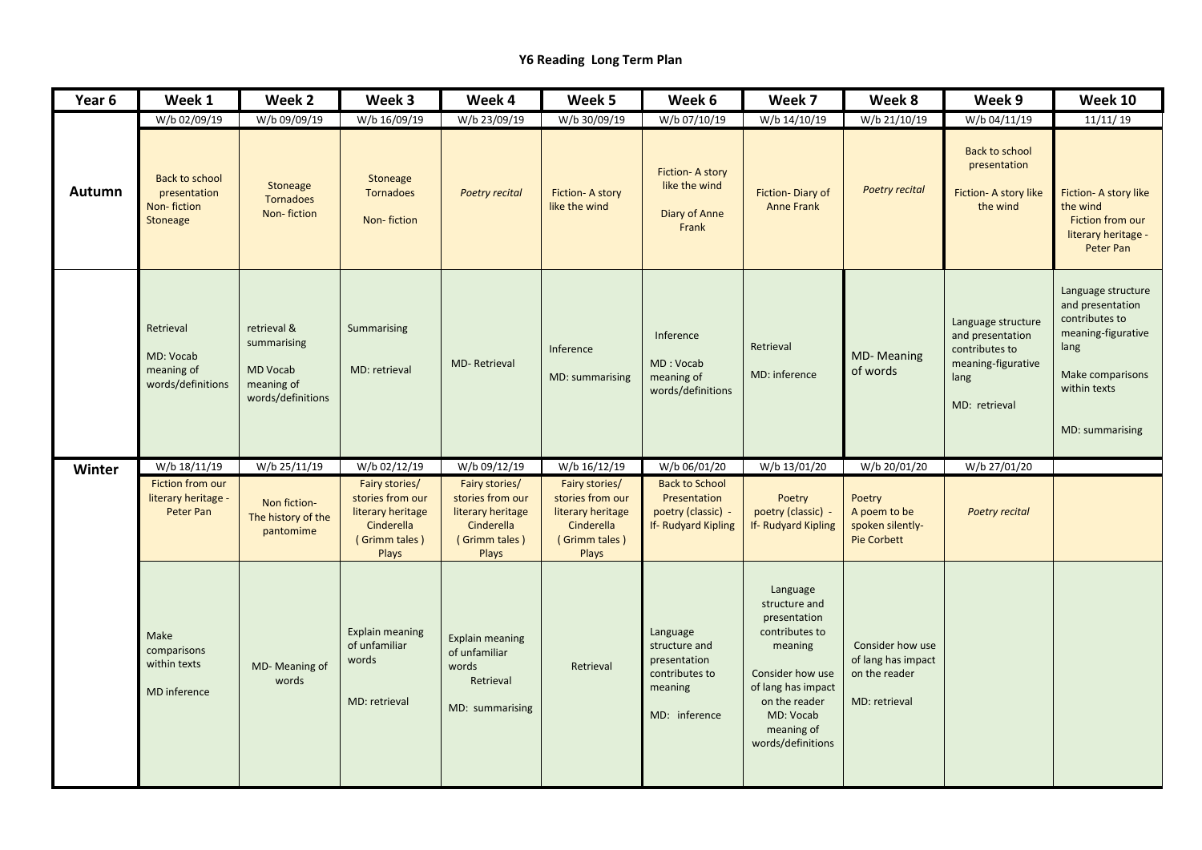# Y6 Reading Long Term Plan

| Year 6 | Week 1 | Week 2 | Week 3 | Week 4 | Week 5 | Week 6 | Week 7 | Week 8 | Week 9 | Week 10 |
|---|---|---|---|---|---|---|---|---|---|---|
| | W/b 02/09/19 | W/b 09/09/19 | W/b 16/09/19 | W/b 23/09/19 | W/b 30/09/19 | W/b 07/10/19 | W/b 14/10/19 | W/b 21/10/19 | W/b 04/11/19 | 11/11/ 19 |
| **Autumn** | Back to school presentation Non- fiction Stoneage | Stoneage Tornadoes Non- fiction | Stoneage Tornadoes Non- fiction | *Poetry recital* | Fiction- A story like the wind | Fiction- A story like the wind Diary of Anne Frank | Fiction- Diary of Anne Frank | *Poetry recital* | Back to school presentation Fiction- A story like the wind | Fiction- A story like the wind Fiction from our literary heritage - Peter Pan |
| | Retrieval MD: Vocab meaning of words/definitions | retrieval & summarising MD Vocab meaning of words/definitions | Summarising MD: retrieval | MD- Retrieval | Inference MD: summarising | Inference MD : Vocab meaning of words/definitions | Retrieval MD: inference | MD- Meaning of words | Language structure and presentation contributes to meaning-figurative lang MD: retrieval | Language structure and presentation contributes to meaning-figurative lang Make comparisons within texts MD: summarising |
| **Winter** | W/b 18/11/19 | W/b 25/11/19 | W/b 02/12/19 | W/b 09/12/19 | W/b 16/12/19 | W/b 06/01/20 | W/b 13/01/20 | W/b 20/01/20 | W/b 27/01/20 | |
| | Fiction from our literary heritage - Peter Pan | Non fiction- The history of the pantomime | Fairy stories/ stories from our literary heritage Cinderella ( Grimm tales ) Plays | Fairy stories/ stories from our literary heritage Cinderella ( Grimm tales ) Plays | Fairy stories/ stories from our literary heritage Cinderella ( Grimm tales ) Plays | Back to School Presentation poetry (classic) - If- Rudyard Kipling | Poetry poetry (classic) - If- Rudyard Kipling | Poetry A poem to be spoken silently- Pie Corbett | *Poetry recital* | |
| | Make comparisons within texts MD inference | MD- Meaning of words | Explain meaning of unfamiliar words MD: retrieval | Explain meaning of unfamiliar words Retrieval MD: summarising | Retrieval | Language structure and presentation contributes to meaning MD: inference | Language structure and presentation contributes to meaning Consider how use of lang has impact on the reader MD: Vocab meaning of words/definitions | Consider how use of lang has impact on the reader MD: retrieval | | |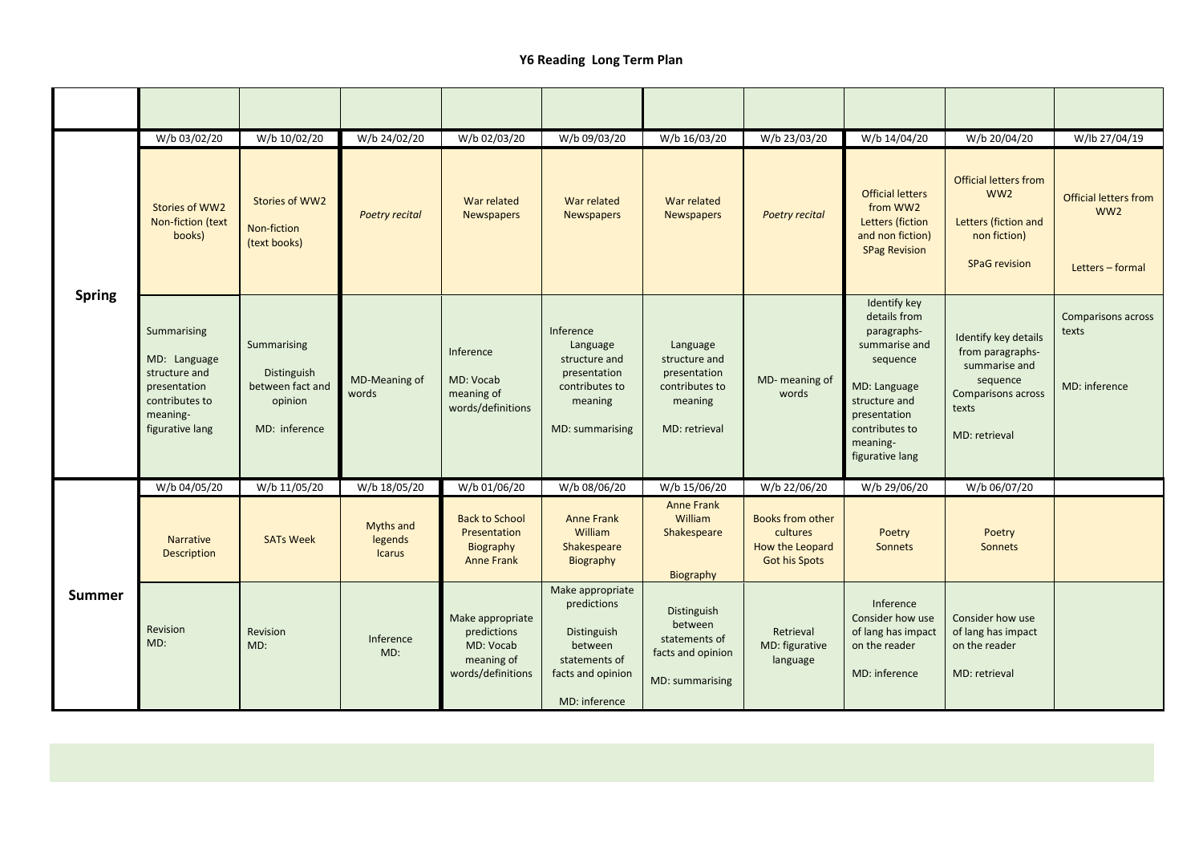# Y6 Reading Long Term Plan

| | | | | | | | | | | |
|---|---|---|---|---|---|---|---|---|---|---|
| | | | | | | | | | | |
| **Spring** | W/b 03/02/20 | W/b 10/02/20 | W/b 24/02/20 | W/b 02/03/20 | W/b 09/03/20 | W/b 16/03/20 | W/b 23/03/20 | W/b 14/04/20 | W/b 20/04/20 | W/lb 27/04/19 |
| | Stories of WW2 Non-fiction (text books) | Stories of WW2 Non-fiction (text books) | *Poetry recital* | War related Newspapers | War related Newspapers | War related Newspapers | *Poetry recital* | Official letters from WW2 Letters (fiction and non fiction) SPag Revision | Official letters from WW2 Letters (fiction and non fiction) SPaG revision | Official letters from WW2 Letters – formal |
| | Summarising MD: Language structure and presentation contributes to meaning- figurative lang | Summarising Distinguish between fact and opinion MD: inference | MD-Meaning of words | Inference MD: Vocab meaning of words/definitions | Inference Language structure and presentation contributes to meaning MD: summarising | Language structure and presentation contributes to meaning MD: retrieval | MD- meaning of words | Identify key details from paragraphs- summarise and sequence MD: Language structure and presentation contributes to meaning- figurative lang | Identify key details from paragraphs- summarise and sequence Comparisons across texts MD: retrieval | Comparisons across texts MD: inference |
| **Summer** | W/b 04/05/20 | W/b 11/05/20 | W/b 18/05/20 | W/b 01/06/20 | W/b 08/06/20 | W/b 15/06/20 | W/b 22/06/20 | W/b 29/06/20 | W/b 06/07/20 | |
| | Narrative Description | SATs Week | Myths and legends Icarus | Back to School Presentation Biography Anne Frank | Anne Frank William Shakespeare Biography | Anne Frank William Shakespeare Biography | Books from other cultures How the Leopard Got his Spots | Poetry Sonnets | Poetry Sonnets | |
| | Revision MD: | Revision MD: | Inference MD: | Make appropriate predictions MD: Vocab meaning of words/definitions | Make appropriate predictions Distinguish between statements of facts and opinion MD: inference | Distinguish between statements of facts and opinion MD: summarising | Retrieval MD: figurative language | Inference Consider how use of lang has impact on the reader MD: inference | Consider how use of lang has impact on the reader MD: retrieval | |